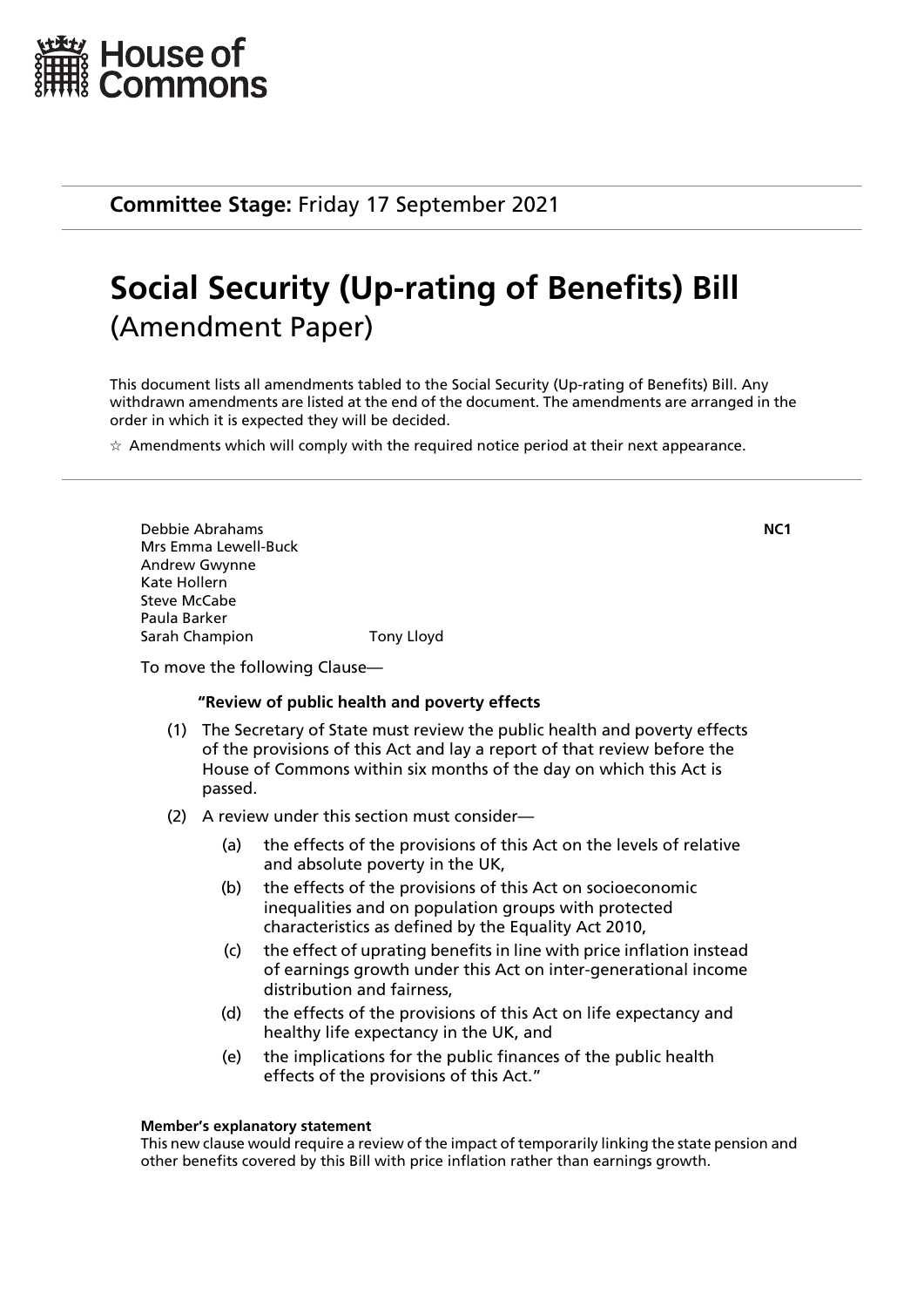House of Commons

**Committee Stage:** Friday 17 September 2021

# Social Security (Up-rating of Benefits) Bill
## (Amendment Paper)

This document lists all amendments tabled to the Social Security (Up-rating of Benefits) Bill. Any withdrawn amendments are listed at the end of the document. The amendments are arranged in the order in which it is expected they will be decided.

☆ Amendments which will comply with the required notice period at their next appearance.

---

Debbie Abrahams
Mrs Emma Lewell-Buck
Andrew Gwynne
Kate Hollern
Steve McCabe
Paula Barker
Sarah Champion
Tony Lloyd

**NC1**

To move the following Clause—

**"Review of public health and poverty effects**

(1) The Secretary of State must review the public health and poverty effects of the provisions of this Act and lay a report of that review before the House of Commons within six months of the day on which this Act is passed.

(2) A review under this section must consider—

(a) the effects of the provisions of this Act on the levels of relative and absolute poverty in the UK,

(b) the effects of the provisions of this Act on socioeconomic inequalities and on population groups with protected characteristics as defined by the Equality Act 2010,

(c) the effect of uprating benefits in line with price inflation instead of earnings growth under this Act on inter-generational income distribution and fairness,

(d) the effects of the provisions of this Act on life expectancy and healthy life expectancy in the UK, and

(e) the implications for the public finances of the public health effects of the provisions of this Act."

**Member's explanatory statement**
This new clause would require a review of the impact of temporarily linking the state pension and other benefits covered by this Bill with price inflation rather than earnings growth.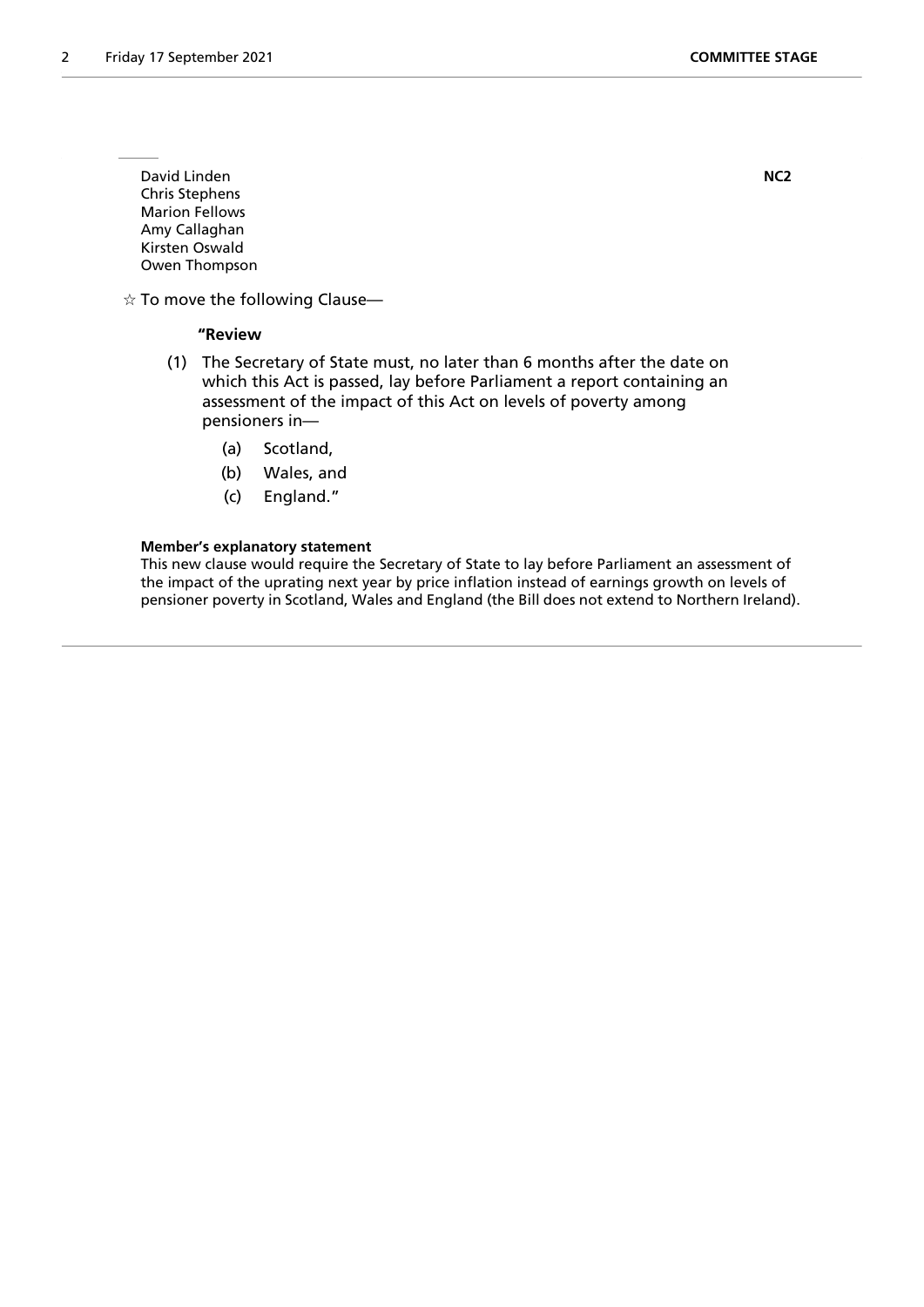David Linden
Chris Stephens
Marion Fellows
Amy Callaghan
Kirsten Oswald
Owen Thompson

**NC2**

☆ To move the following Clause—

**"Review**

(1) The Secretary of State must, no later than 6 months after the date on which this Act is passed, lay before Parliament a report containing an assessment of the impact of this Act on levels of poverty among pensioners in—

(a) Scotland,

(b) Wales, and

(c) England."

**Member's explanatory statement**

This new clause would require the Secretary of State to lay before Parliament an assessment of the impact of the uprating next year by price inflation instead of earnings growth on levels of pensioner poverty in Scotland, Wales and England (the Bill does not extend to Northern Ireland).